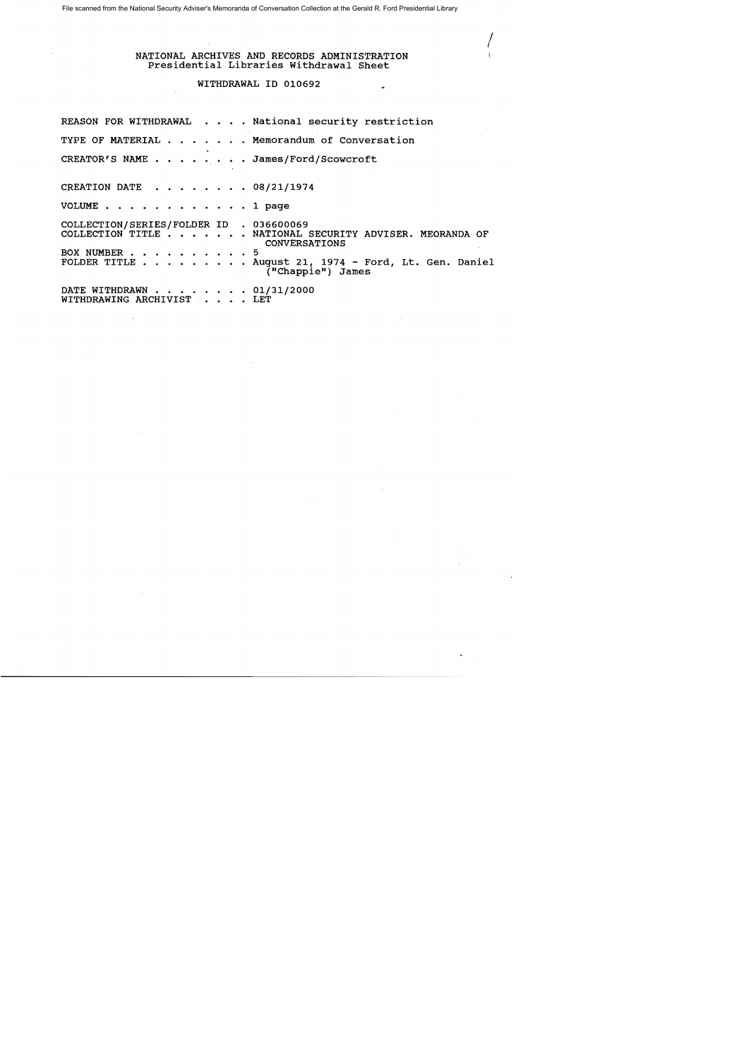File scanned from the National Security Adviser's Memoranda of Conversation Collection at the Gerald R. Ford Presidential Library

NATIONAL ARCHIVES AND RECORDS ADMINISTRATION
Presidential Libraries Withdrawal Sheet

WITHDRAWAL ID 010692

REASON FOR WITHDRAWAL . . . . National security restriction

TYPE OF MATERIAL . . . . . . . Memorandum of Conversation

CREATOR'S NAME . . . . . . . . James/Ford/Scowcroft

CREATION DATE . . . . . . . . 08/21/1974

VOLUME . . . . . . . . . . . . 1 page

COLLECTION/SERIES/FOLDER ID . 036600069
COLLECTION TITLE . . . . . . . NATIONAL SECURITY ADVISER. MEORANDA OF CONVERSATIONS
BOX NUMBER . . . . . . . . . . 5
FOLDER TITLE . . . . . . . . . August 21, 1974 - Ford, Lt. Gen. Daniel ("Chappie") James

DATE WITHDRAWN . . . . . . . . 01/31/2000
WITHDRAWING ARCHIVIST . . . . LET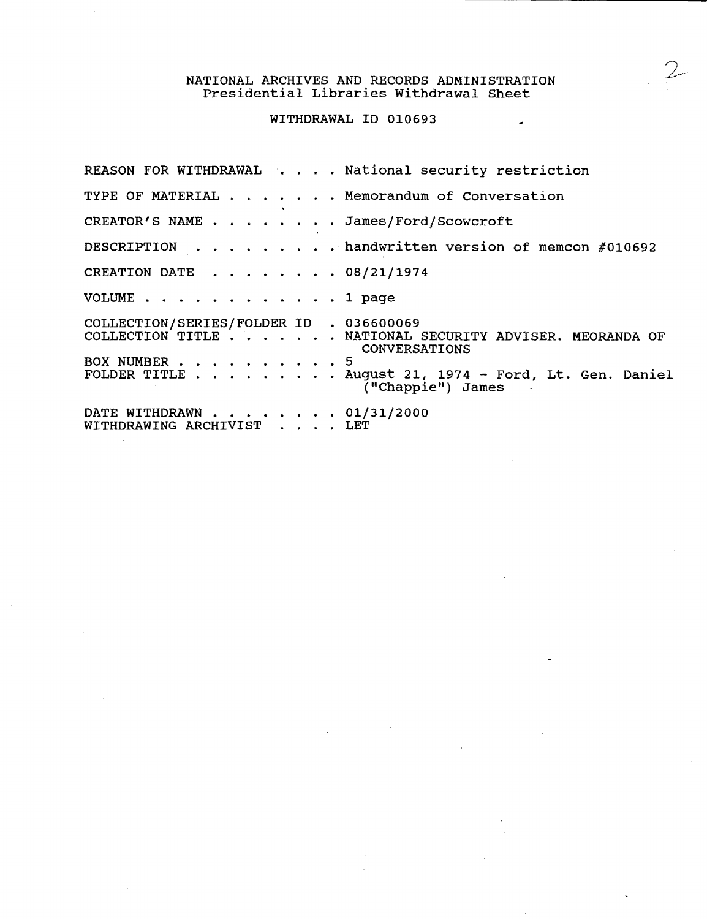NATIONAL ARCHIVES AND RECORDS ADMINISTRATION
Presidential Libraries Withdrawal Sheet

WITHDRAWAL ID 010693

REASON FOR WITHDRAWAL . . . . National security restriction

TYPE OF MATERIAL . . . . . . . Memorandum of Conversation

CREATOR'S NAME . . . . . . . . James/Ford/Scowcroft

DESCRIPTION . . . . . . . . . handwritten version of memcon #010692

CREATION DATE . . . . . . . . 08/21/1974

VOLUME . . . . . . . . . . . . 1 page

COLLECTION/SERIES/FOLDER ID . 036600069
COLLECTION TITLE . . . . . . . NATIONAL SECURITY ADVISER. MEORANDA OF CONVERSATIONS
BOX NUMBER . . . . . . . . . . 5
FOLDER TITLE . . . . . . . . . August 21, 1974 - Ford, Lt. Gen. Daniel ("Chappie") James

DATE WITHDRAWN . . . . . . . . 01/31/2000
WITHDRAWING ARCHIVIST . . . . LET